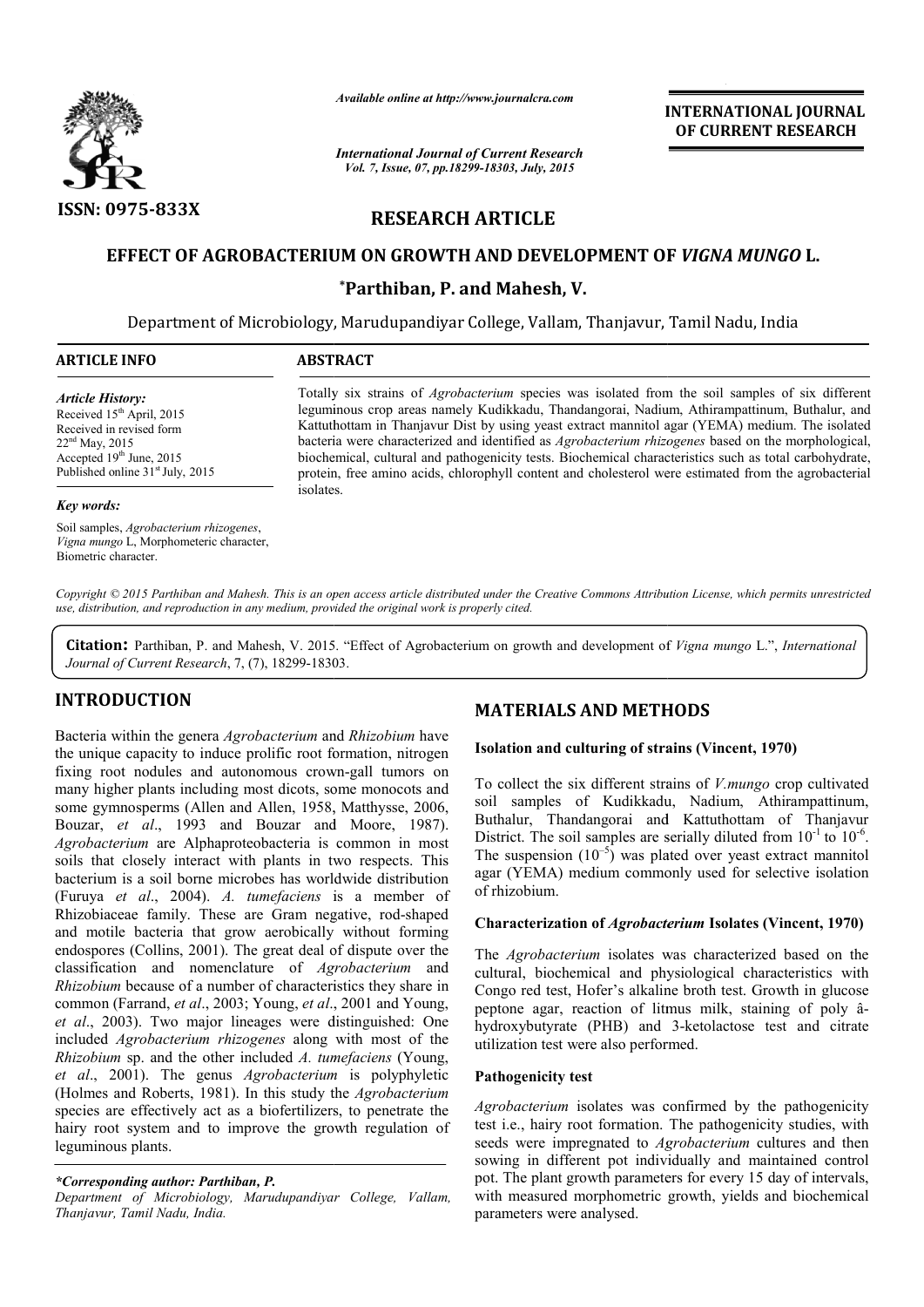ISSN: 0975-833X

*Available online at http://www.journalcra.com*

*International Journal of Current Research*
*Vol. 7, Issue, 07, pp.18299-18303, July, 2015*

**INTERNATIONAL JOURNAL OF CURRENT RESEARCH**

# RESEARCH ARTICLE

## EFFECT OF AGROBACTERIUM ON GROWTH AND DEVELOPMENT OF *VIGNA MUNGO* L.

**\*Parthiban, P. and Mahesh, V.**

Department of Microbiology, Marudupandiyar College, Vallam, Thanjavur, Tamil Nadu, India

**ARTICLE INFO**

*Article History:*
Received 15th April, 2015
Received in revised form 22nd May, 2015
Accepted 19th June, 2015
Published online 31st July, 2015

*Key words:*
Soil samples, *Agrobacterium rhizogenes*, *Vigna mungo* L, Morphometeric character, Biometric character.

**ABSTRACT**

Totally six strains of *Agrobacterium* species was isolated from the soil samples of six different leguminous crop areas namely Kudikkadu, Thandangorai, Nadium, Athirampattinum, Buthalur, and Kattuthottam in Thanjavur Dist by using yeast extract mannitol agar (YEMA) medium. The isolated bacteria were characterized and identified as *Agrobacterium rhizogenes* based on the morphological, biochemical, cultural and pathogenicity tests. Biochemical characteristics such as total carbohydrate, protein, free amino acids, chlorophyll content and cholesterol were estimated from the agrobacterial isolates.

*Copyright © 2015 Parthiban and Mahesh. This is an open access article distributed under the Creative Commons Attribution License, which permits unrestricted use, distribution, and reproduction in any medium, provided the original work is properly cited.*

**Citation:** Parthiban, P. and Mahesh, V. 2015. "Effect of Agrobacterium on growth and development of *Vigna mungo* L.", *International Journal of Current Research*, 7, (7), 18299-18303.

## INTRODUCTION

Bacteria within the genera *Agrobacterium* and *Rhizobium* have the unique capacity to induce prolific root formation, nitrogen fixing root nodules and autonomous crown-gall tumors on many higher plants including most dicots, some monocots and some gymnosperms (Allen and Allen, 1958, Matthysse, 2006, Bouzar, *et al*., 1993 and Bouzar and Moore, 1987). *Agrobacterium* are Alphaproteobacteria is common in most soils that closely interact with plants in two respects. This bacterium is a soil borne microbes has worldwide distribution (Furuya *et al*., 2004). *A. tumefaciens* is a member of Rhizobiaceae family. These are Gram negative, rod-shaped and motile bacteria that grow aerobically without forming endospores (Collins, 2001). The great deal of dispute over the classification and nomenclature of *Agrobacterium* and *Rhizobium* because of a number of characteristics they share in common (Farrand, *et al*., 2003; Young, *et al*., 2001 and Young, *et al*., 2003). Two major lineages were distinguished: One included *Agrobacterium rhizogenes* along with most of the *Rhizobium* sp. and the other included *A. tumefaciens* (Young, *et al*., 2001). The genus *Agrobacterium* is polyphyletic (Holmes and Roberts, 1981). In this study the *Agrobacterium* species are effectively act as a biofertilizers, to penetrate the hairy root system and to improve the growth regulation of leguminous plants.

*\*Corresponding author: Parthiban, P.*
*Department of Microbiology, Marudupandiyar College, Vallam, Thanjavur, Tamil Nadu, India.*

## MATERIALS AND METHODS

### Isolation and culturing of strains (Vincent, 1970)

To collect the six different strains of *V.mungo* crop cultivated soil samples of Kudikkadu, Nadium, Athirampattinum, Buthalur, Thandangorai and Kattuthottam of Thanjavur District. The soil samples are serially diluted from $10^{-1}$ to $10^{-6}$. The suspension ($10^{-5}$) was plated over yeast extract mannitol agar (YEMA) medium commonly used for selective isolation of rhizobium.

### Characterization of *Agrobacterium* Isolates (Vincent, 1970)

The *Agrobacterium* isolates was characterized based on the cultural, biochemical and physiological characteristics with Congo red test, Hofer's alkaline broth test. Growth in glucose peptone agar, reaction of litmus milk, staining of poly â-hydroxybutyrate (PHB) and 3-ketolactose test and citrate utilization test were also performed.

### Pathogenicity test

*Agrobacterium* isolates was confirmed by the pathogenicity test i.e., hairy root formation. The pathogenicity studies, with seeds were impregnated to *Agrobacterium* cultures and then sowing in different pot individually and maintained control pot. The plant growth parameters for every 15 day of intervals, with measured morphometric growth, yields and biochemical parameters were analysed.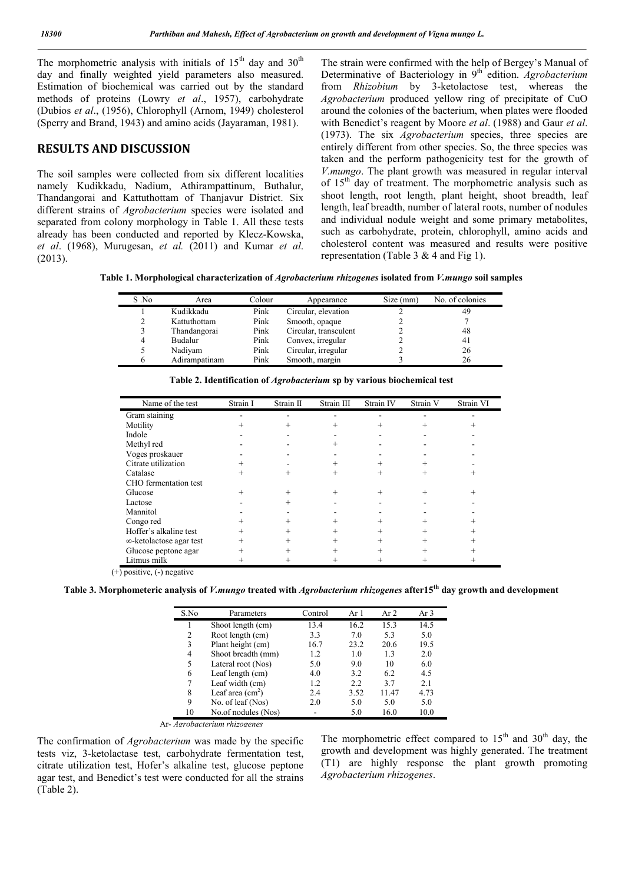The morphometric analysis with initials of $15^{th}$ day and $30^{th}$ day and finally weighted yield parameters also measured. Estimation of biochemical was carried out by the standard methods of proteins (Lowry *et al*., 1957), carbohydrate (Dubios *et al*., (1956), Chlorophyll (Arnom, 1949) cholesterol (Sperry and Brand, 1943) and amino acids (Jayaraman, 1981).

## RESULTS AND DISCUSSION

The soil samples were collected from six different localities namely Kudikkadu, Nadium, Athirampattinum, Buthalur, Thandangorai and Kattuthottam of Thanjavur District. Six different strains of *Agrobacterium* species were isolated and separated from colony morphology in Table 1. All these tests already has been conducted and reported by Klecz-Kowska, *et al*. (1968), Murugesan, *et al.* (2011) and Kumar *et al*. (2013).

The strain were confirmed with the help of Bergey's Manual of Determinative of Bacteriology in $9^{th}$ edition. *Agrobacterium* from *Rhizobium* by 3-ketolactose test, whereas the *Agrobacterium* produced yellow ring of precipitate of CuO around the colonies of the bacterium, when plates were flooded with Benedict's reagent by Moore *et al*. (1988) and Gaur *et al*. (1973). The six *Agrobacterium* species, three species are entirely different from other species. So, the three species was taken and the perform pathogenicity test for the growth of *V.mumgo*. The plant growth was measured in regular interval of $15^{th}$ day of treatment. The morphometric analysis such as shoot length, root length, plant height, shoot breadth, leaf length, leaf breadth, number of lateral roots, number of nodules and individual nodule weight and some primary metabolites, such as carbohydrate, protein, chlorophyll, amino acids and cholesterol content was measured and results were positive representation (Table 3 & 4 and Fig 1).

**Table 1. Morphological characterization of *Agrobacterium rhizogenes* isolated from *V.mungo* soil samples**

| S .No | Area | Colour | Appearance | Size (mm) | No. of colonies |
|---|---|---|---|---|---|
| 1 | Kudikkadu | Pink | Circular, elevation | 2 | 49 |
| 2 | Kattuthottam | Pink | Smooth, opaque | 2 | 7 |
| 3 | Thandangorai | Pink | Circular, transculent | 2 | 48 |
| 4 | Budalur | Pink | Convex, irregular | 2 | 41 |
| 5 | Nadiyam | Pink | Circular, irregular | 2 | 26 |
| 6 | Adirampatinam | Pink | Smooth, margin | 3 | 26 |

**Table 2. Identification of *Agrobacterium* sp by various biochemical test**

| Name of the test | Strain I | Strain II | Strain III | Strain IV | Strain V | Strain VI |
|---|---|---|---|---|---|---|
| Gram staining | - | - | - | - | - | - |
| Motility | + | + | + | + | + | + |
| Indole | - | - | - | - | - | - |
| Methyl red | - | - | + | - | - | - |
| Voges proskauer | - | - | - | - | - | - |
| Citrate utilization | + | - | + | + | + | - |
| Catalase | + | + | + | + | + | + |
| CHO fermentation test | | | | | | |
| Glucose | + | + | + | + | + | + |
| Lactose | - | + | - | - | - | - |
| Mannitol | - | - | - | - | - | - |
| Congo red | + | + | + | + | + | + |
| Hoffer's alkaline test | + | + | + | + | + | + |
| ∞-ketolactose agar test | + | + | + | + | + | + |
| Glucose peptone agar | + | + | + | + | + | + |
| Litmus milk | + | + | + | + | + | + |

(+) positive, (-) negative

**Table 3. Morphometeric analysis of *V.mungo* treated with *Agrobacterium rhizogenes* after$15^{th}$ day growth and development**

| S.No | Parameters | Control | Ar 1 | Ar 2 | Ar 3 |
|---|---|---|---|---|---|
| 1 | Shoot length (cm) | 13.4 | 16.2 | 15.3 | 14.5 |
| 2 | Root length (cm) | 3.3 | 7.0 | 5.3 | 5.0 |
| 3 | Plant height (cm) | 16.7 | 23.2 | 20.6 | 19.5 |
| 4 | Shoot breadth (mm) | 1.2 | 1.0 | 1.3 | 2.0 |
| 5 | Lateral root (Nos) | 5.0 | 9.0 | 10 | 6.0 |
| 6 | Leaf length (cm) | 4.0 | 3.2 | 6.2 | 4.5 |
| 7 | Leaf width (cm) | 1.2 | 2.2 | 3.7 | 2.1 |
| 8 | Leaf area ($cm^2$) | 2.4 | 3.52 | 11.47 | 4.73 |
| 9 | No. of leaf (Nos) | 2.0 | 5.0 | 5.0 | 5.0 |
| 10 | No.of nodules (Nos) | - | 5.0 | 16.0 | 10.0 |

Ar- *Agrobacterium rhizogenes*

The confirmation of *Agrobacterium* was made by the specific tests viz, 3-ketolactase test, carbohydrate fermentation test, citrate utilization test, Hofer's alkaline test, glucose peptone agar test, and Benedict's test were conducted for all the strains (Table 2).

The morphometric effect compared to $15^{th}$ and $30^{th}$ day, the growth and development was highly generated. The treatment (T1) are highly response the plant growth promoting *Agrobacterium rhizogenes*.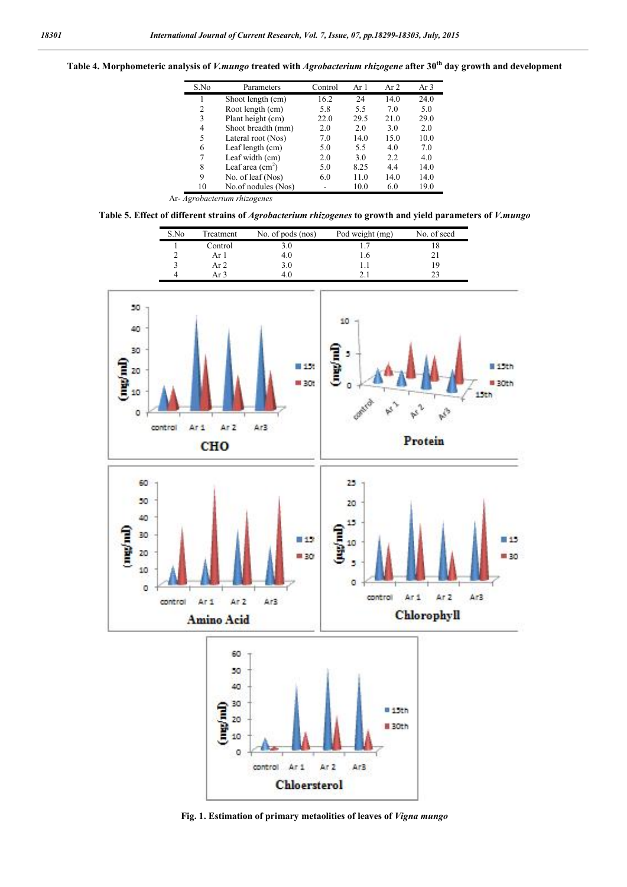**Table 4. Morphometeric analysis of *V.mungo* treated with *Agrobacterium rhizogene* after 30[th] day growth and development**

| S.No | Parameters | Control | Ar 1 | Ar 2 | Ar 3 |
|---|---|---|---|---|---|
| 1 | Shoot length (cm) | 16.2 | 24 | 14.0 | 24.0 |
| 2 | Root length (cm) | 5.8 | 5.5 | 7.0 | 5.0 |
| 3 | Plant height (cm) | 22.0 | 29.5 | 21.0 | 29.0 |
| 4 | Shoot breadth (mm) | 2.0 | 2.0 | 3.0 | 2.0 |
| 5 | Lateral root (Nos) | 7.0 | 14.0 | 15.0 | 10.0 |
| 6 | Leaf length (cm) | 5.0 | 5.5 | 4.0 | 7.0 |
| 7 | Leaf width (cm) | 2.0 | 3.0 | 2.2 | 4.0 |
| 8 | Leaf area ($cm^2$) | 5.0 | 8.25 | 4.4 | 14.0 |
| 9 | No. of leaf (Nos) | 6.0 | 11.0 | 14.0 | 14.0 |
| 10 | No.of nodules (Nos) | - | 10.0 | 6.0 | 19.0 |

Ar- *Agrobacterium rhizogenes*

**Table 5. Effect of different strains of *Agrobacterium rhizogenes* to growth and yield parameters of *V.mungo***

| S.No | Treatment | No. of pods (nos) | Pod weight (mg) | No. of seed |
|---|---|---|---|---|
| 1 | Control | 3.0 | 1.7 | 18 |
| 2 | Ar 1 | 4.0 | 1.6 | 21 |
| 3 | Ar 2 | 3.0 | 1.1 | 19 |
| 4 | Ar 3 | 4.0 | 2.1 | 23 |

**Fig. 1. Estimation of primary metaolities of leaves of *Vigna mungo***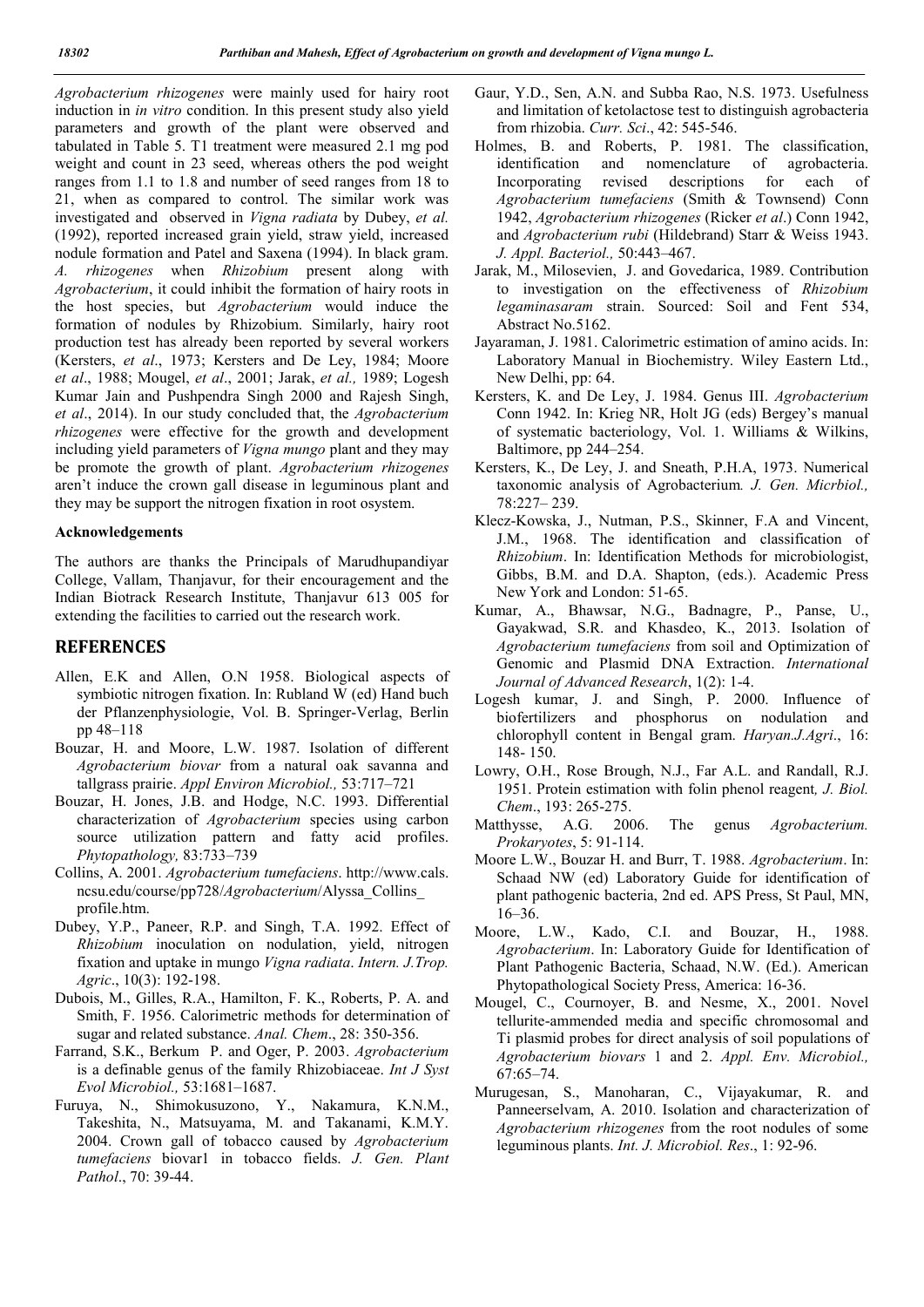*Agrobacterium rhizogenes* were mainly used for hairy root induction in *in vitro* condition. In this present study also yield parameters and growth of the plant were observed and tabulated in Table 5. T1 treatment were measured 2.1 mg pod weight and count in 23 seed, whereas others the pod weight ranges from 1.1 to 1.8 and number of seed ranges from 18 to 21, when as compared to control. The similar work was investigated and observed in *Vigna radiata* by Dubey, *et al.* (1992), reported increased grain yield, straw yield, increased nodule formation and Patel and Saxena (1994). In black gram. *A. rhizogenes* when *Rhizobium* present along with *Agrobacterium*, it could inhibit the formation of hairy roots in the host species, but *Agrobacterium* would induce the formation of nodules by Rhizobium. Similarly, hairy root production test has already been reported by several workers (Kersters, *et al*., 1973; Kersters and De Ley, 1984; Moore *et al*., 1988; Mougel, *et al*., 2001; Jarak, *et al.,* 1989; Logesh Kumar Jain and Pushpendra Singh 2000 and Rajesh Singh, *et al*., 2014). In our study concluded that, the *Agrobacterium rhizogenes* were effective for the growth and development including yield parameters of *Vigna mungo* plant and they may be promote the growth of plant. *Agrobacterium rhizogenes* aren't induce the crown gall disease in leguminous plant and they may be support the nitrogen fixation in root osystem.

### Acknowledgements

The authors are thanks the Principals of Marudhupandiyar College, Vallam, Thanjavur, for their encouragement and the Indian Biotrack Research Institute, Thanjavur 613 005 for extending the facilities to carried out the research work.

## REFERENCES

- Allen, E.K and Allen, O.N 1958. Biological aspects of symbiotic nitrogen fixation. In: Rubland W (ed) Hand buch der Pflanzenphysiologie, Vol. B. Springer-Verlag, Berlin pp 48–118
- Bouzar, H. and Moore, L.W. 1987. Isolation of different *Agrobacterium biovar* from a natural oak savanna and tallgrass prairie. *Appl Environ Microbiol.,* 53:717–721
- Bouzar, H. Jones, J.B. and Hodge, N.C. 1993. Differential characterization of *Agrobacterium* species using carbon source utilization pattern and fatty acid profiles. *Phytopathology,* 83:733–739
- Collins, A. 2001. *Agrobacterium tumefaciens*. http://www.cals.ncsu.edu/course/pp728/*Agrobacterium*/Alyssa_Collins_profile.htm.
- Dubey, Y.P., Paneer, R.P. and Singh, T.A. 1992. Effect of *Rhizobium* inoculation on nodulation, yield, nitrogen fixation and uptake in mungo *Vigna radiata*. *Intern. J.Trop. Agric*., 10(3): 192-198.
- Dubois, M., Gilles, R.A., Hamilton, F. K., Roberts, P. A. and Smith, F. 1956. Calorimetric methods for determination of sugar and related substance. *Anal. Chem*., 28: 350-356.
- Farrand, S.K., Berkum P. and Oger, P. 2003. *Agrobacterium* is a definable genus of the family Rhizobiaceae. *Int J Syst Evol Microbiol.,* 53:1681–1687.
- Furuya, N., Shimokusuzono, Y., Nakamura, K.N.M., Takeshita, N., Matsuyama, M. and Takanami, K.M.Y. 2004. Crown gall of tobacco caused by *Agrobacterium tumefaciens* biovar1 in tobacco fields. *J. Gen. Plant Pathol*., 70: 39-44.
- Gaur, Y.D., Sen, A.N. and Subba Rao, N.S. 1973. Usefulness and limitation of ketolactose test to distinguish agrobacteria from rhizobia. *Curr. Sci*., 42: 545-546.
- Holmes, B. and Roberts, P. 1981. The classification, identification and nomenclature of agrobacteria. Incorporating revised descriptions for each of *Agrobacterium tumefaciens* (Smith & Townsend) Conn 1942, *Agrobacterium rhizogenes* (Ricker *et al.*) Conn 1942, and *Agrobacterium rubi* (Hildebrand) Starr & Weiss 1943. *J. Appl. Bacteriol.,* 50:443–467.
- Jarak, M., Milosevien, J. and Govedarica, 1989. Contribution to investigation on the effectiveness of *Rhizobium legaminasaram* strain. Sourced: Soil and Fent 534, Abstract No.5162.
- Jayaraman, J. 1981. Calorimetric estimation of amino acids. In: Laboratory Manual in Biochemistry. Wiley Eastern Ltd., New Delhi, pp: 64.
- Kersters, K. and De Ley, J. 1984. Genus III. *Agrobacterium* Conn 1942. In: Krieg NR, Holt JG (eds) Bergey's manual of systematic bacteriology, Vol. 1. Williams & Wilkins, Baltimore, pp 244–254.
- Kersters, K., De Ley, J. and Sneath, P.H.A, 1973. Numerical taxonomic analysis of Agrobacterium*. J. Gen. Micrbiol.,* 78:227– 239.
- Klecz-Kowska, J., Nutman, P.S., Skinner, F.A and Vincent, J.M., 1968. The identification and classification of *Rhizobium*. In: Identification Methods for microbiologist, Gibbs, B.M. and D.A. Shapton, (eds.). Academic Press New York and London: 51-65.
- Kumar, A., Bhawsar, N.G., Badnagre, P., Panse, U., Gayakwad, S.R. and Khasdeo, K., 2013. Isolation of *Agrobacterium tumefaciens* from soil and Optimization of Genomic and Plasmid DNA Extraction. *International Journal of Advanced Research*, 1(2): 1-4.
- Logesh kumar, J. and Singh, P. 2000. Influence of biofertilizers and phosphorus on nodulation and chlorophyll content in Bengal gram. *Haryan.J.Agri*., 16: 148- 150.
- Lowry, O.H., Rose Brough, N.J., Far A.L. and Randall, R.J. 1951. Protein estimation with folin phenol reagent*, J. Biol. Chem*., 193: 265-275.
- Matthysse, A.G. 2006. The genus *Agrobacterium. Prokaryotes*, 5: 91-114.
- Moore L.W., Bouzar H. and Burr, T. 1988. *Agrobacterium*. In: Schaad NW (ed) Laboratory Guide for identification of plant pathogenic bacteria, 2nd ed. APS Press, St Paul, MN, 16–36.
- Moore, L.W., Kado, C.I. and Bouzar, H., 1988. *Agrobacterium*. In: Laboratory Guide for Identification of Plant Pathogenic Bacteria, Schaad, N.W. (Ed.). American Phytopathological Society Press, America: 16-36.
- Mougel, C., Cournoyer, B. and Nesme, X., 2001. Novel tellurite-ammended media and specific chromosomal and Ti plasmid probes for direct analysis of soil populations of *Agrobacterium biovars* 1 and 2. *Appl. Env. Microbiol.,* 67:65–74.
- Murugesan, S., Manoharan, C., Vijayakumar, R. and Panneerselvam, A. 2010. Isolation and characterization of *Agrobacterium rhizogenes* from the root nodules of some leguminous plants. *Int. J. Microbiol. Res*., 1: 92-96.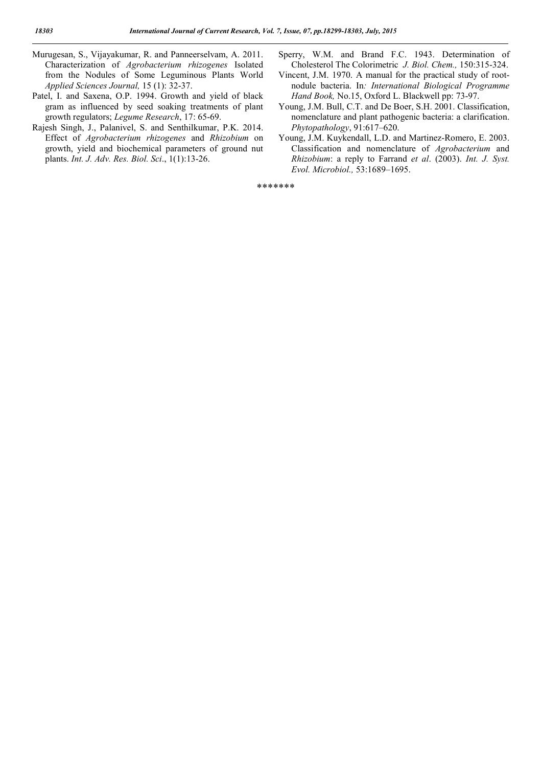Murugesan, S., Vijayakumar, R. and Panneerselvam, A. 2011. Characterization of *Agrobacterium rhizogenes* Isolated from the Nodules of Some Leguminous Plants World *Applied Sciences Journal,* 15 (1): 32-37.

Patel, I. and Saxena, O.P. 1994. Growth and yield of black gram as influenced by seed soaking treatments of plant growth regulators; *Legume Research*, 17: 65-69.

Rajesh Singh, J., Palanivel, S. and Senthilkumar, P.K. 2014. Effect of *Agrobacterium rhizogenes* and *Rhizobium* on growth, yield and biochemical parameters of ground nut plants. *Int. J. Adv. Res. Biol. Sci*., 1(1):13-26.

Sperry, W.M. and Brand F.C. 1943. Determination of Cholesterol The Colorimetric *J. Biol. Chem.,* 150:315-324.

Vincent, J.M. 1970. A manual for the practical study of root-nodule bacteria. In*: International Biological Programme Hand Book,* No.15, Oxford L. Blackwell pp: 73-97.

Young, J.M. Bull, C.T. and De Boer, S.H. 2001. Classification, nomenclature and plant pathogenic bacteria: a clarification. *Phytopathology*, 91:617–620.

Young, J.M. Kuykendall, L.D. and Martinez-Romero, E. 2003. Classification and nomenclature of *Agrobacterium* and *Rhizobium*: a reply to Farrand *et al*. (2003). *Int. J. Syst. Evol. Microbiol.,* 53:1689–1695.

*******